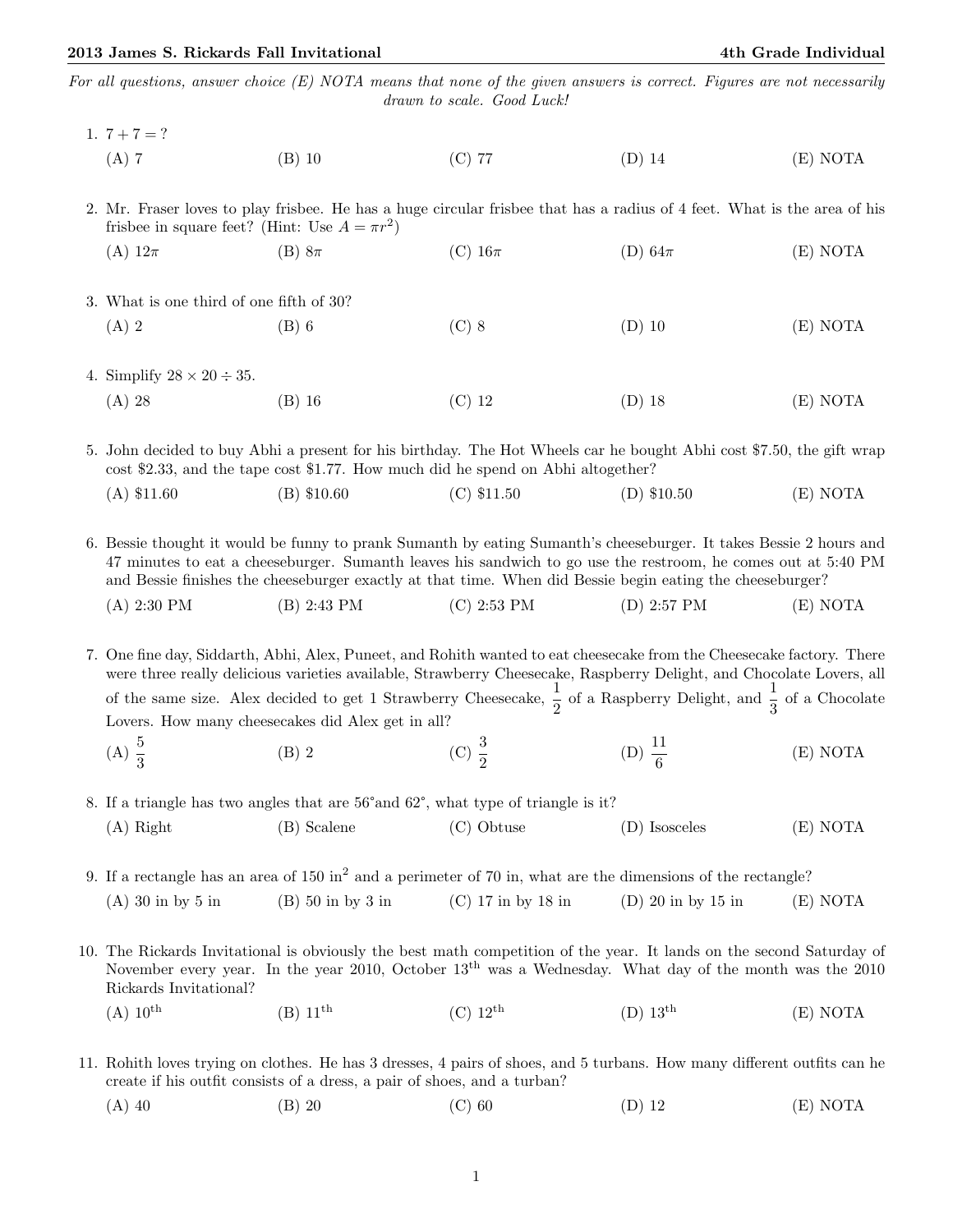*For all questions, answer choice (E) NOTA means that none of the given answers is correct. Figures are not necessarily drawn to scale. Good Luck!*

1. $7 + 7 = ?$

   (A) 7 (B) 10 (C) 77 (D) 14 (E) NOTA

2. Mr. Fraser loves to play frisbee. He has a huge circular frisbee that has a radius of 4 feet. What is the area of his frisbee in square feet? (Hint: Use $A = \pi r^2$)

   (A) $12\pi$ (B) $8\pi$ (C) $16\pi$ (D) $64\pi$ (E) NOTA

3. What is one third of one fifth of 30?

   (A) 2 (B) 6 (C) 8 (D) 10 (E) NOTA

4. Simplify $28 \times 20 \div 35$.

   (A) 28 (B) 16 (C) 12 (D) 18 (E) NOTA

5. John decided to buy Abhi a present for his birthday. The Hot Wheels car he bought Abhi cost $7.50, the gift wrap cost $2.33, and the tape cost $1.77. How much did he spend on Abhi altogether?

   (A) $11.60 (B) $10.60 (C) $11.50 (D) $10.50 (E) NOTA

6. Bessie thought it would be funny to prank Sumanth by eating Sumanth's cheeseburger. It takes Bessie 2 hours and 47 minutes to eat a cheeseburger. Sumanth leaves his sandwich to go use the restroom, he comes out at 5:40 PM and Bessie finishes the cheeseburger exactly at that time. When did Bessie begin eating the cheeseburger?

   (A) 2:30 PM (B) 2:43 PM (C) 2:53 PM (D) 2:57 PM (E) NOTA

7. One fine day, Siddarth, Abhi, Alex, Puneet, and Rohith wanted to eat cheesecake from the Cheesecake factory. There were three really delicious varieties available, Strawberry Cheesecake, Raspberry Delight, and Chocolate Lovers, all of the same size. Alex decided to get 1 Strawberry Cheesecake, $\frac{1}{2}$ of a Raspberry Delight, and $\frac{1}{3}$ of a Chocolate Lovers. How many cheesecakes did Alex get in all?

   (A) $\frac{5}{3}$ (B) 2 (C) $\frac{3}{2}$ (D) $\frac{11}{6}$ (E) NOTA

8. If a triangle has two angles that are 56°and 62°, what type of triangle is it?

   (A) Right (B) Scalene (C) Obtuse (D) Isosceles (E) NOTA

9. If a rectangle has an area of 150 $\text{in}^2$ and a perimeter of 70 in, what are the dimensions of the rectangle?

   (A) 30 in by 5 in (B) 50 in by 3 in (C) 17 in by 18 in (D) 20 in by 15 in (E) NOTA

10. The Rickards Invitational is obviously the best math competition of the year. It lands on the second Saturday of November every year. In the year 2010, October 13$^{\text{th}}$ was a Wednesday. What day of the month was the 2010 Rickards Invitational?

    (A) 10$^{\text{th}}$ (B) 11$^{\text{th}}$ (C) 12$^{\text{th}}$ (D) 13$^{\text{th}}$ (E) NOTA

11. Rohith loves trying on clothes. He has 3 dresses, 4 pairs of shoes, and 5 turbans. How many different outfits can he create if his outfit consists of a dress, a pair of shoes, and a turban?

    (A) 40 (B) 20 (C) 60 (D) 12 (E) NOTA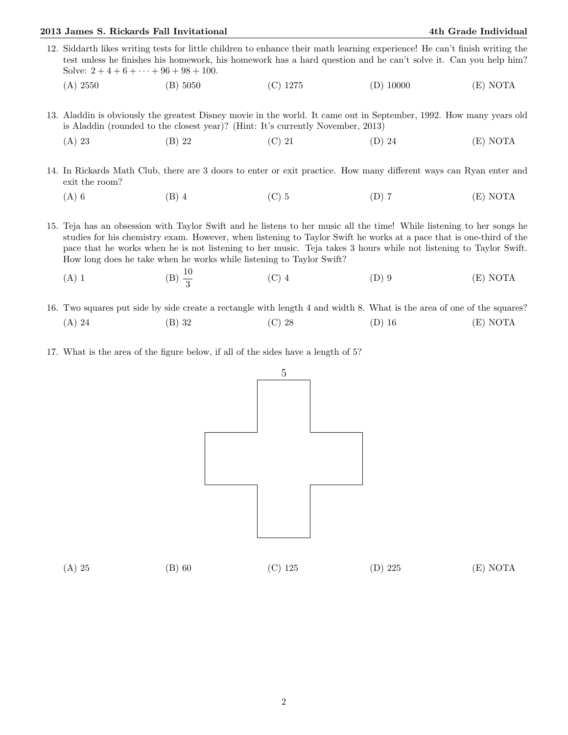12. Siddarth likes writing tests for little children to enhance their math learning experience! He can't finish writing the test unless he finishes his homework, his homework has a hard question and he can't solve it. Can you help him? Solve: $2 + 4 + 6 + \cdots + 96 + 98 + 100$.

    (A) 2550 (B) 5050 (C) 1275 (D) 10000 (E) NOTA

13. Aladdin is obviously the greatest Disney movie in the world. It came out in September, 1992. How many years old is Aladdin (rounded to the closest year)? (Hint: It's currently November, 2013)

    (A) 23 (B) 22 (C) 21 (D) 24 (E) NOTA

14. In Rickards Math Club, there are 3 doors to enter or exit practice. How many different ways can Ryan enter and exit the room?

    (A) 6 (B) 4 (C) 5 (D) 7 (E) NOTA

15. Teja has an obsession with Taylor Swift and he listens to her music all the time! While listening to her songs he studies for his chemistry exam. However, when listening to Taylor Swift he works at a pace that is one-third of the pace that he works when he is not listening to her music. Teja takes 3 hours while not listening to Taylor Swift. How long does he take when he works while listening to Taylor Swift?

    (A) 1 (B) $\frac{10}{3}$ (C) 4 (D) 9 (E) NOTA

16. Two squares put side by side create a rectangle with length 4 and width 8. What is the area of one of the squares?

    (A) 24 (B) 32 (C) 28 (D) 16 (E) NOTA

17. What is the area of the figure below, if all of the sides have a length of 5?

    5

    (A) 25 (B) 60 (C) 125 (D) 225 (E) NOTA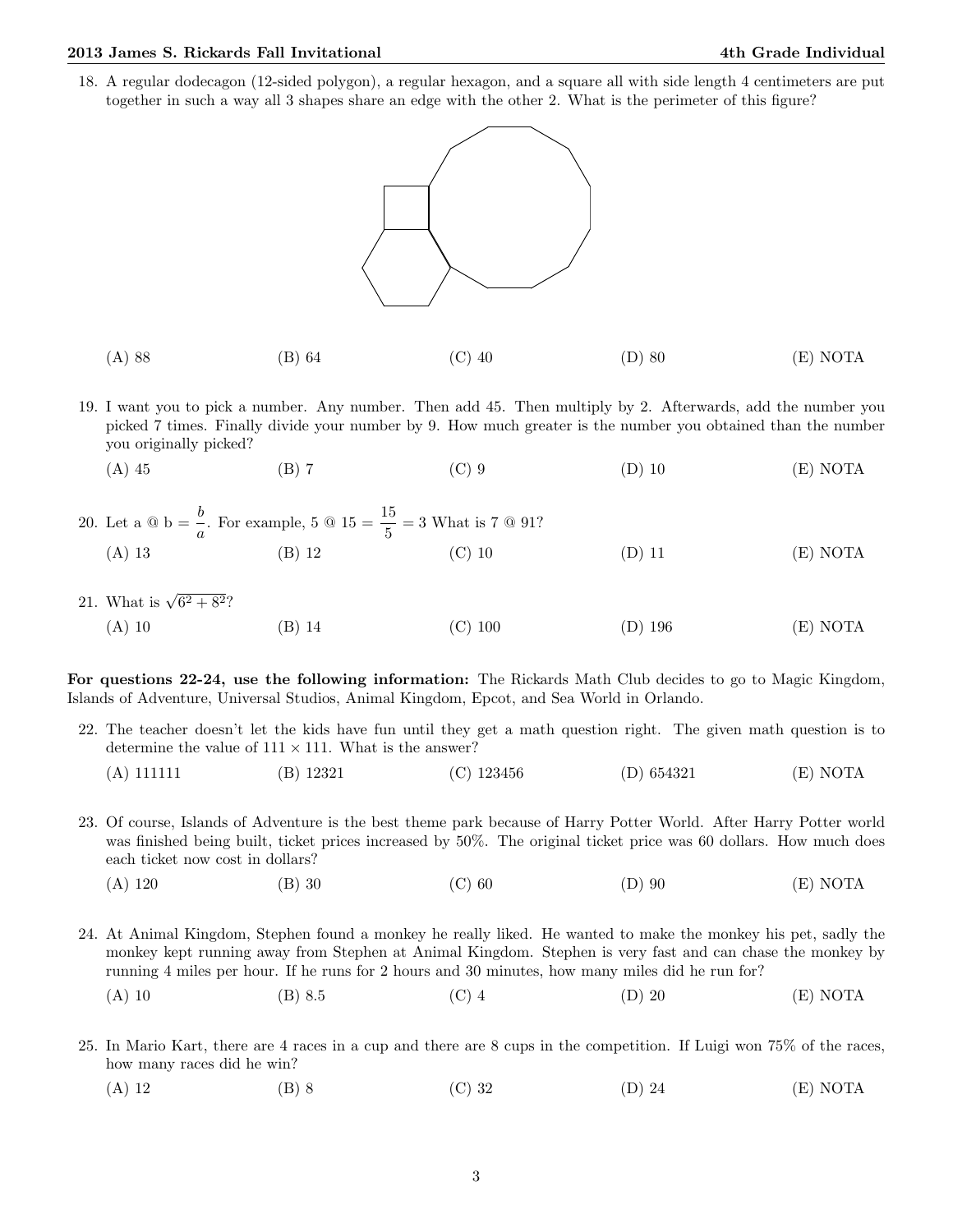18. A regular dodecagon (12-sided polygon), a regular hexagon, and a square all with side length 4 centimeters are put together in such a way all 3 shapes share an edge with the other 2. What is the perimeter of this figure?

    (A) 88 (B) 64 (C) 40 (D) 80 (E) NOTA

19. I want you to pick a number. Any number. Then add 45. Then multiply by 2. Afterwards, add the number you picked 7 times. Finally divide your number by 9. How much greater is the number you obtained than the number you originally picked?

    (A) 45 (B) 7 (C) 9 (D) 10 (E) NOTA

20. Let a @ b = $\frac{b}{a}$. For example, 5 @ 15 = $\frac{15}{5}$ = 3 What is 7 @ 91?

    (A) 13 (B) 12 (C) 10 (D) 11 (E) NOTA

21. What is $\sqrt{6^2 + 8^2}$?

    (A) 10 (B) 14 (C) 100 (D) 196 (E) NOTA

**For questions 22-24, use the following information:** The Rickards Math Club decides to go to Magic Kingdom, Islands of Adventure, Universal Studios, Animal Kingdom, Epcot, and Sea World in Orlando.

22. The teacher doesn't let the kids have fun until they get a math question right. The given math question is to determine the value of $111 \times 111$. What is the answer?

    (A) 111111 (B) 12321 (C) 123456 (D) 654321 (E) NOTA

23. Of course, Islands of Adventure is the best theme park because of Harry Potter World. After Harry Potter world was finished being built, ticket prices increased by 50%. The original ticket price was 60 dollars. How much does each ticket now cost in dollars?

    (A) 120 (B) 30 (C) 60 (D) 90 (E) NOTA

24. At Animal Kingdom, Stephen found a monkey he really liked. He wanted to make the monkey his pet, sadly the monkey kept running away from Stephen at Animal Kingdom. Stephen is very fast and can chase the monkey by running 4 miles per hour. If he runs for 2 hours and 30 minutes, how many miles did he run for?

    (A) 10 (B) 8.5 (C) 4 (D) 20 (E) NOTA

25. In Mario Kart, there are 4 races in a cup and there are 8 cups in the competition. If Luigi won 75% of the races, how many races did he win?

    (A) 12 (B) 8 (C) 32 (D) 24 (E) NOTA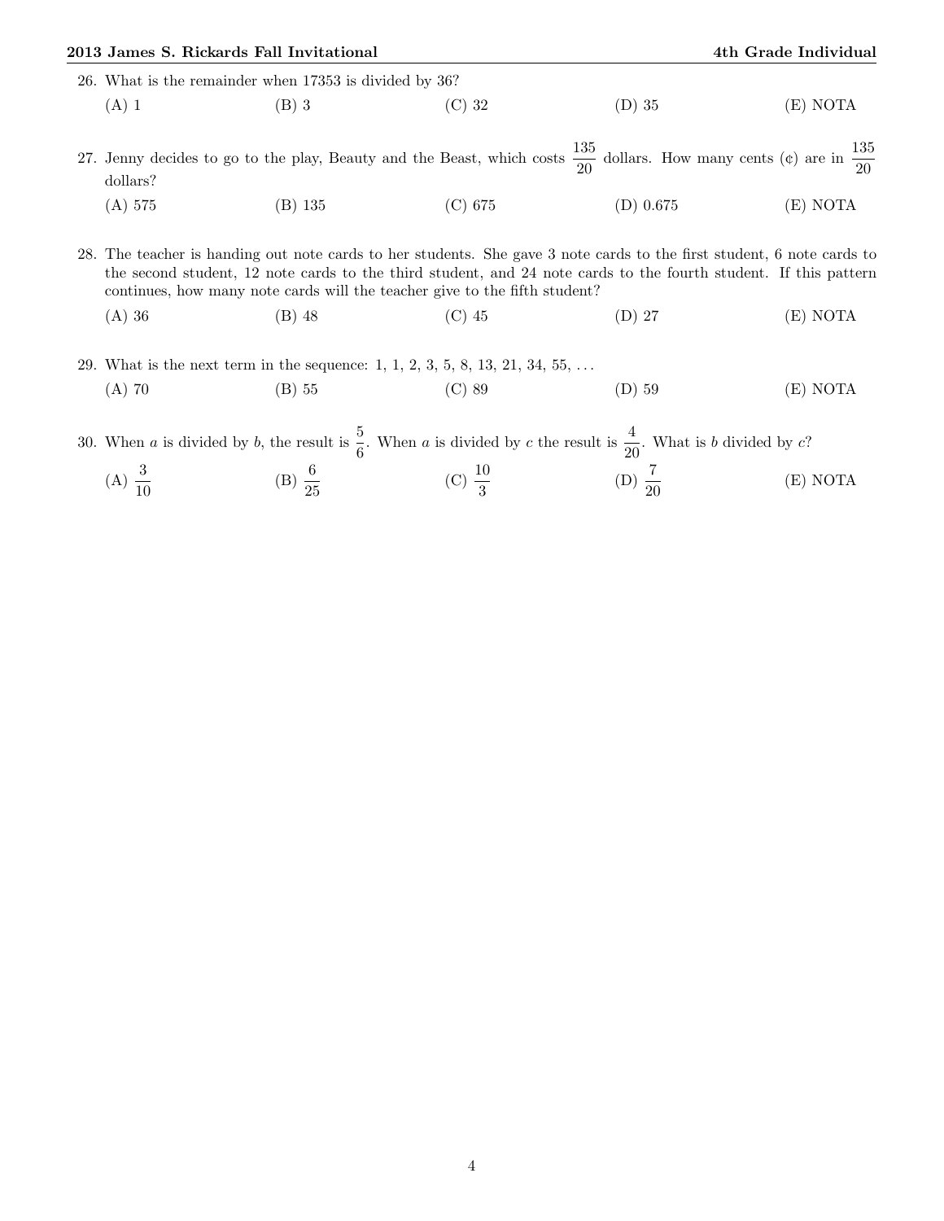26. What is the remainder when 17353 is divided by 36?

    (A) 1 (B) 3 (C) 32 (D) 35 (E) NOTA

27. Jenny decides to go to the play, Beauty and the Beast, which costs $\frac{135}{20}$ dollars. How many cents (¢) are in $\frac{135}{20}$ dollars?

    (A) 575 (B) 135 (C) 675 (D) 0.675 (E) NOTA

28. The teacher is handing out note cards to her students. She gave 3 note cards to the first student, 6 note cards to the second student, 12 note cards to the third student, and 24 note cards to the fourth student. If this pattern continues, how many note cards will the teacher give to the fifth student?

    (A) 36 (B) 48 (C) 45 (D) 27 (E) NOTA

29. What is the next term in the sequence: 1, 1, 2, 3, 5, 8, 13, 21, 34, 55, ...

    (A) 70 (B) 55 (C) 89 (D) 59 (E) NOTA

30. When $a$ is divided by $b$, the result is $\frac{5}{6}$. When $a$ is divided by $c$ the result is $\frac{4}{20}$. What is $b$ divided by $c$?

    (A) $\frac{3}{10}$ (B) $\frac{6}{25}$ (C) $\frac{10}{3}$ (D) $\frac{7}{20}$ (E) NOTA